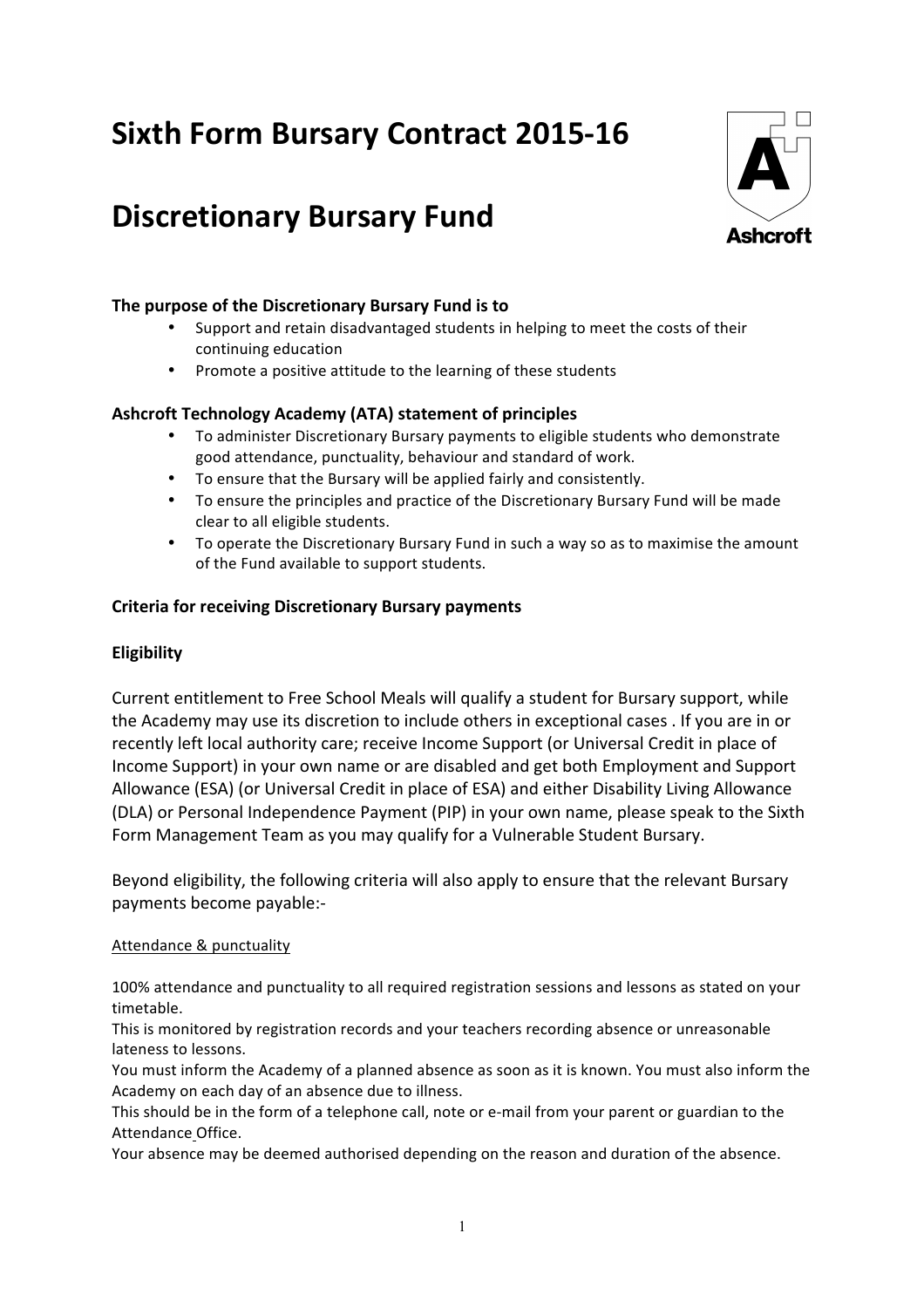# Sixth Form Bursary Contract 2015-16

# Discretionary Bursary Fund

**The purpose of the Discretionary Bursary Fund is to**

- Support and retain disadvantaged students in helping to meet the costs of their continuing education
- Promote a positive attitude to the learning of these students

**Ashcroft Technology Academy (ATA) statement of principles**

- To administer Discretionary Bursary payments to eligible students who demonstrate good attendance, punctuality, behaviour and standard of work.
- To ensure that the Bursary will be applied fairly and consistently.
- To ensure the principles and practice of the Discretionary Bursary Fund will be made clear to all eligible students.
- To operate the Discretionary Bursary Fund in such a way so as to maximise the amount of the Fund available to support students.

**Criteria for receiving Discretionary Bursary payments**

**Eligibility**

Current entitlement to Free School Meals will qualify a student for Bursary support, while the Academy may use its discretion to include others in exceptional cases . If you are in or recently left local authority care; receive Income Support (or Universal Credit in place of Income Support) in your own name or are disabled and get both Employment and Support Allowance (ESA) (or Universal Credit in place of ESA) and either Disability Living Allowance (DLA) or Personal Independence Payment (PIP) in your own name, please speak to the Sixth Form Management Team as you may qualify for a Vulnerable Student Bursary.

Beyond eligibility, the following criteria will also apply to ensure that the relevant Bursary payments become payable:-

Attendance & punctuality

100% attendance and punctuality to all required registration sessions and lessons as stated on your timetable.
This is monitored by registration records and your teachers recording absence or unreasonable lateness to lessons.
You must inform the Academy of a planned absence as soon as it is known. You must also inform the Academy on each day of an absence due to illness.
This should be in the form of a telephone call, note or e-mail from your parent or guardian to the Attendance Office.
Your absence may be deemed authorised depending on the reason and duration of the absence.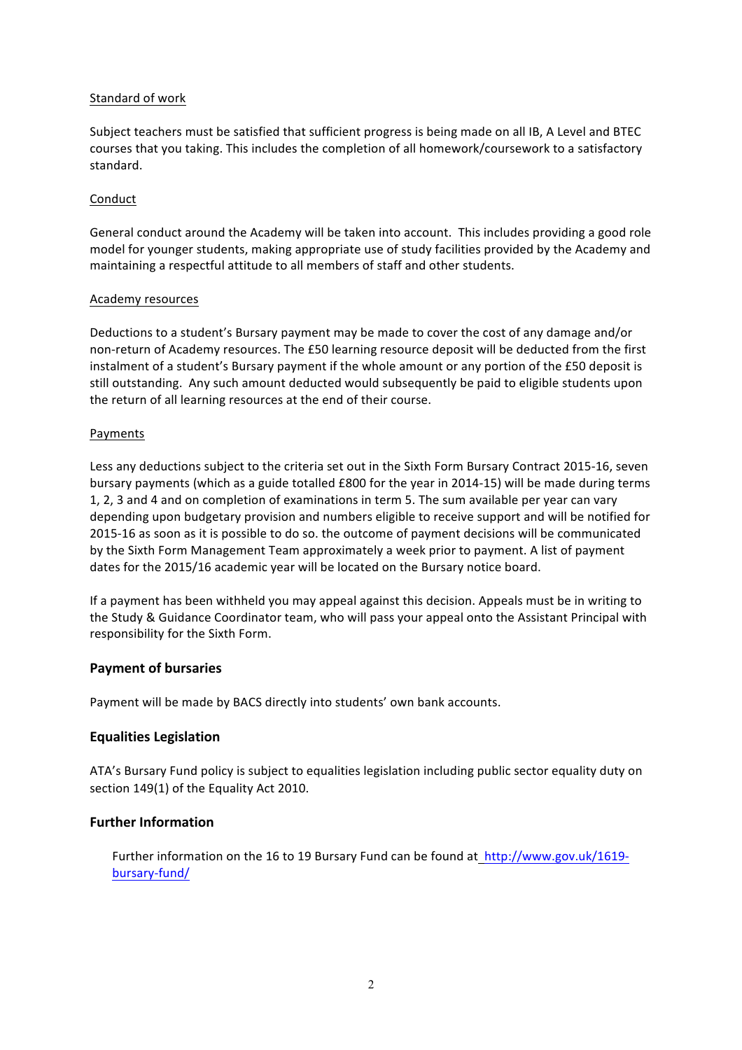Standard of work

Subject teachers must be satisfied that sufficient progress is being made on all IB, A Level and BTEC courses that you taking. This includes the completion of all homework/coursework to a satisfactory standard.

Conduct

General conduct around the Academy will be taken into account. This includes providing a good role model for younger students, making appropriate use of study facilities provided by the Academy and maintaining a respectful attitude to all members of staff and other students.

Academy resources

Deductions to a student's Bursary payment may be made to cover the cost of any damage and/or non-return of Academy resources. The £50 learning resource deposit will be deducted from the first instalment of a student's Bursary payment if the whole amount or any portion of the £50 deposit is still outstanding. Any such amount deducted would subsequently be paid to eligible students upon the return of all learning resources at the end of their course.

Payments

Less any deductions subject to the criteria set out in the Sixth Form Bursary Contract 2015-16, seven bursary payments (which as a guide totalled £800 for the year in 2014-15) will be made during terms 1, 2, 3 and 4 and on completion of examinations in term 5. The sum available per year can vary depending upon budgetary provision and numbers eligible to receive support and will be notified for 2015-16 as soon as it is possible to do so. the outcome of payment decisions will be communicated by the Sixth Form Management Team approximately a week prior to payment. A list of payment dates for the 2015/16 academic year will be located on the Bursary notice board.

If a payment has been withheld you may appeal against this decision. Appeals must be in writing to the Study & Guidance Coordinator team, who will pass your appeal onto the Assistant Principal with responsibility for the Sixth Form.

### Payment of bursaries

Payment will be made by BACS directly into students' own bank accounts.

### Equalities Legislation

ATA's Bursary Fund policy is subject to equalities legislation including public sector equality duty on section 149(1) of the Equality Act 2010.

### Further Information

Further information on the 16 to 19 Bursary Fund can be found at http://www.gov.uk/1619-bursary-fund/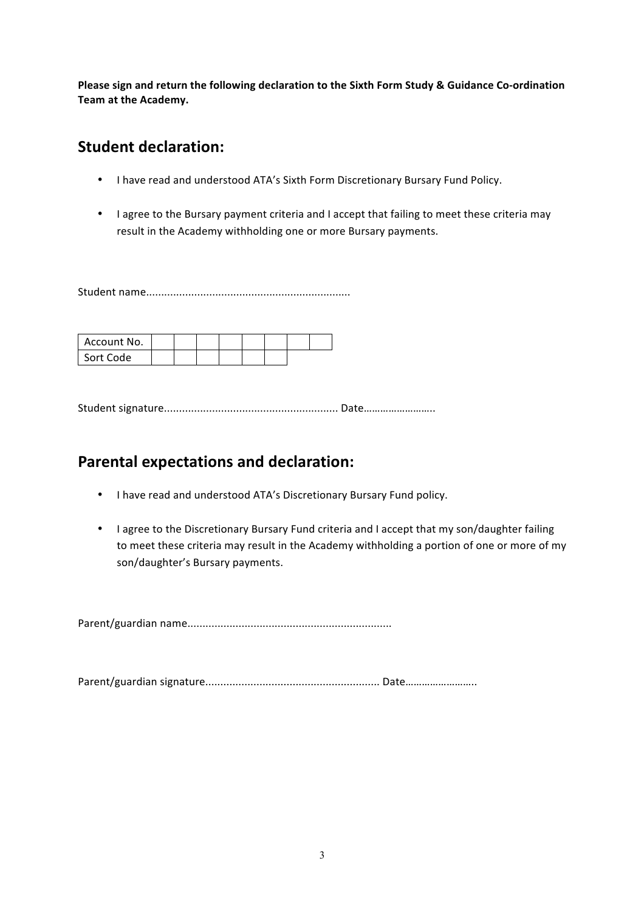**Please sign and return the following declaration to the Sixth Form Study & Guidance Co-ordination Team at the Academy.**

## Student declaration:

- I have read and understood ATA's Sixth Form Discretionary Bursary Fund Policy.
- I agree to the Bursary payment criteria and I accept that failing to meet these criteria may result in the Academy withholding one or more Bursary payments.

Student name...................................................................

| | | | | | | | | |
|---|---|---|---|---|---|---|---|---|
| Account No. | | | | | | | | |
| Sort Code | | | | | | | | |

Student signature.......................................................... Date……………………..

## Parental expectations and declaration:

- I have read and understood ATA's Discretionary Bursary Fund policy.
- I agree to the Discretionary Bursary Fund criteria and I accept that my son/daughter failing to meet these criteria may result in the Academy withholding a portion of one or more of my son/daughter's Bursary payments.

Parent/guardian name...................................................................

Parent/guardian signature.......................................................... Date……………………..